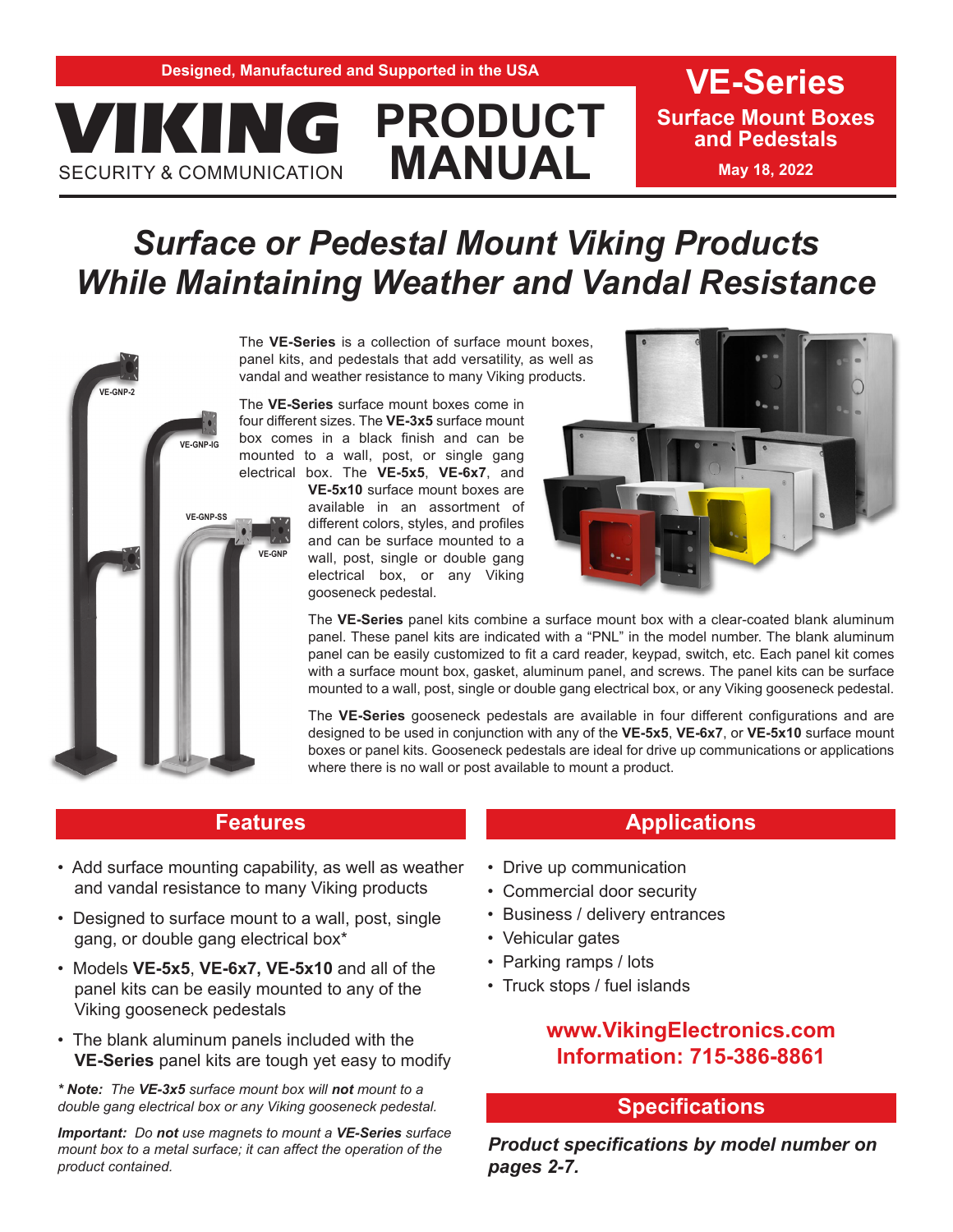Designed, Manufactured and Supported in the USA

**VIKING** SECURITY & COMMUNICATION

# PRODUCT MANUAL

## VE-Series

**Surface Mount Boxes and Pedestals**

**May 18, 2022**

# *Surface or Pedestal Mount Viking Products While Maintaining Weather and Vandal Resistance*

VE-GNP-2 | VE-GNP-IG | VE-GNP-SS | VE-GNP

The **VE-Series** is a collection of surface mount boxes, panel kits, and pedestals that add versatility, as well as vandal and weather resistance to many Viking products.

The **VE-Series** surface mount boxes come in four different sizes. The **VE-3x5** surface mount box comes in a black finish and can be mounted to a wall, post, or single gang electrical box. The **VE-5x5**, **VE-6x7**, and **VE-5x10** surface mount boxes are available in an assortment of different colors, styles, and profiles and can be surface mounted to a wall, post, single or double gang electrical box, or any Viking gooseneck pedestal.

The **VE-Series** panel kits combine a surface mount box with a clear-coated blank aluminum panel. These panel kits are indicated with a "PNL" in the model number. The blank aluminum panel can be easily customized to fit a card reader, keypad, switch, etc. Each panel kit comes with a surface mount box, gasket, aluminum panel, and screws. The panel kits can be surface mounted to a wall, post, single or double gang electrical box, or any Viking gooseneck pedestal.

The **VE-Series** gooseneck pedestals are available in four different configurations and are designed to be used in conjunction with any of the **VE-5x5**, **VE-6x7**, or **VE-5x10** surface mount boxes or panel kits. Gooseneck pedestals are ideal for drive up communications or applications where there is no wall or post available to mount a product.

## Features

- Add surface mounting capability, as well as weather and vandal resistance to many Viking products
- Designed to surface mount to a wall, post, single gang, or double gang electrical box*
- Models **VE-5x5**, **VE-6x7, VE-5x10** and all of the panel kits can be easily mounted to any of the Viking gooseneck pedestals
- The blank aluminum panels included with the **VE-Series** panel kits are tough yet easy to modify

*** Note:** The **VE-3x5** surface mount box will **not** mount to a double gang electrical box or any Viking gooseneck pedestal.*

***Important:** Do **not** use magnets to mount a **VE-Series** surface mount box to a metal surface; it can affect the operation of the product contained.*

## Applications

- Drive up communication
- Commercial door security
- Business / delivery entrances
- Vehicular gates
- Parking ramps / lots
- Truck stops / fuel islands

**www.VikingElectronics.com**
**Information: 715-386-8861**

## Specifications

***Product specifications by model number on pages 2-7.***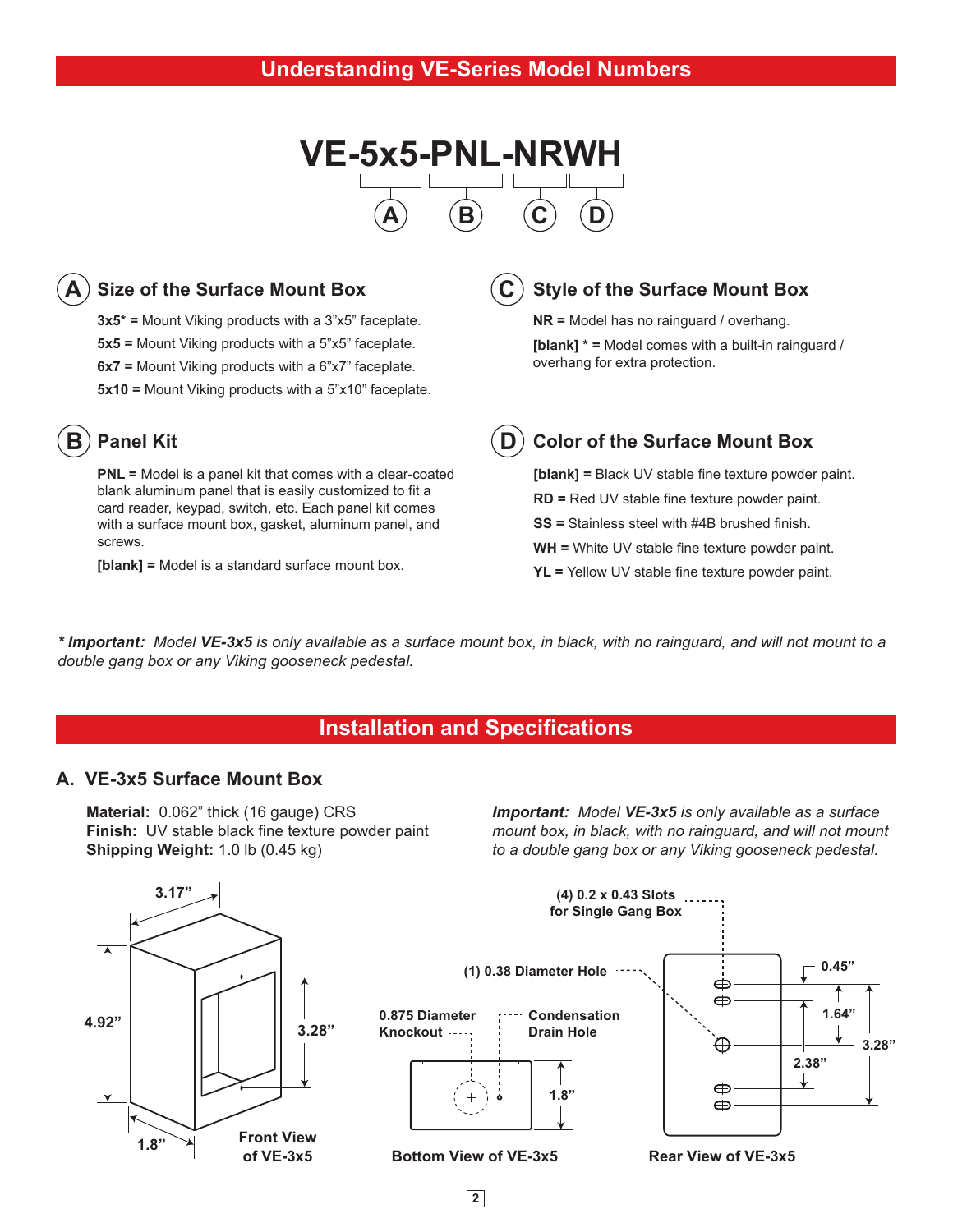## Understanding VE-Series Model Numbers

**VE-5x5-PNL-NRWH**

(A) (B) (C) (D)

### (A) Size of the Surface Mount Box

**3x5* =** Mount Viking products with a 3"x5" faceplate.

**5x5 =** Mount Viking products with a 5"x5" faceplate.

**6x7 =** Mount Viking products with a 6"x7" faceplate.

**5x10 =** Mount Viking products with a 5"x10" faceplate.

### (B) Panel Kit

**PNL =** Model is a panel kit that comes with a clear-coated blank aluminum panel that is easily customized to fit a card reader, keypad, switch, etc. Each panel kit comes with a surface mount box, gasket, aluminum panel, and screws.

**[blank] =** Model is a standard surface mount box.

### (C) Style of the Surface Mount Box

**NR =** Model has no rainguard / overhang.

**[blank] * =** Model comes with a built-in rainguard / overhang for extra protection.

### (D) Color of the Surface Mount Box

**[blank] =** Black UV stable fine texture powder paint.

**RD =** Red UV stable fine texture powder paint.

**SS =** Stainless steel with #4B brushed finish.

**WH =** White UV stable fine texture powder paint.

**YL =** Yellow UV stable fine texture powder paint.

*** Important:** *Model **VE-3x5** is only available as a surface mount box, in black, with no rainguard, and will not mount to a double gang box or any Viking gooseneck pedestal.*

## Installation and Specifications

### A. VE-3x5 Surface Mount Box

**Material:** 0.062" thick (16 gauge) CRS
**Finish:** UV stable black fine texture powder paint
**Shipping Weight:** 1.0 lb (0.45 kg)

***Important:*** *Model **VE-3x5** is only available as a surface mount box, in black, with no rainguard, and will not mount to a double gang box or any Viking gooseneck pedestal.*

3.17"
4.92"
3.28"
1.8"

Front View of VE-3x5

0.875 Diameter Knockout
Condensation Drain Hole
1.8"

Bottom View of VE-3x5

(4) 0.2 x 0.43 Slots for Single Gang Box
(1) 0.38 Diameter Hole
0.45"
1.64"
3.28"
2.38"

Rear View of VE-3x5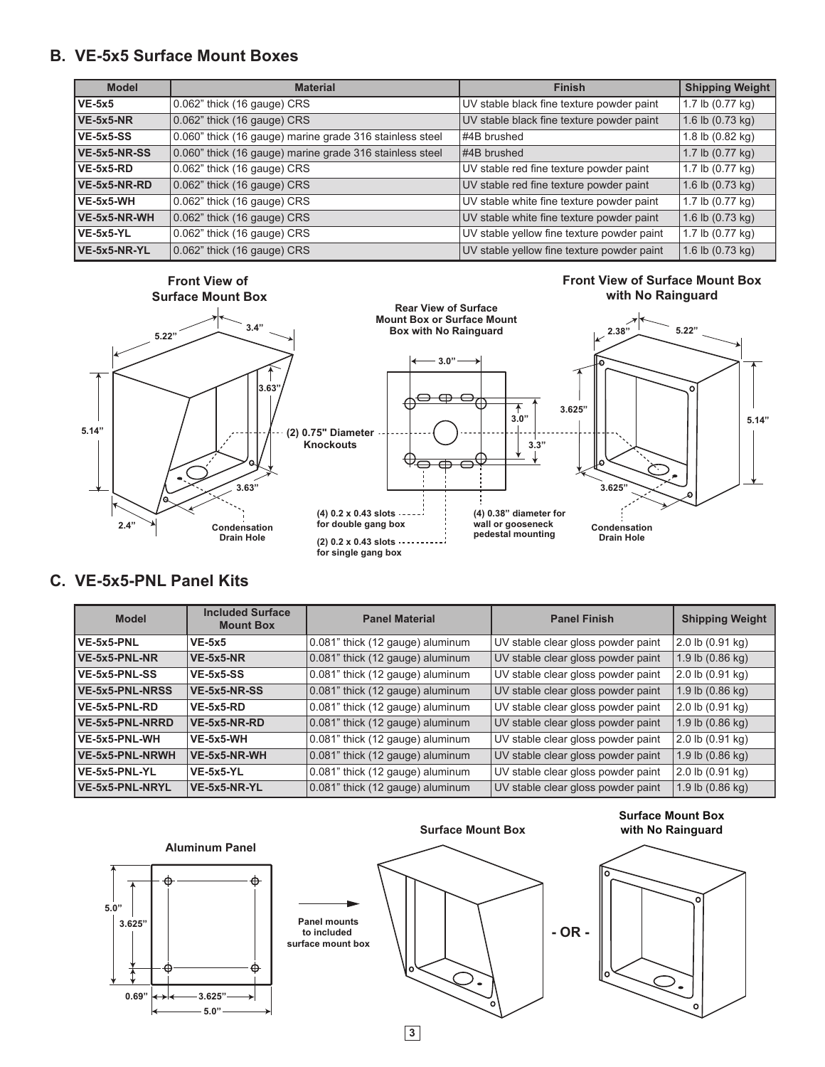## B. VE-5x5 Surface Mount Boxes

| Model | Material | Finish | Shipping Weight |
|---|---|---|---|
| **VE-5x5** | 0.062" thick (16 gauge) CRS | UV stable black fine texture powder paint | 1.7 lb (0.77 kg) |
| **VE-5x5-NR** | 0.062" thick (16 gauge) CRS | UV stable black fine texture powder paint | 1.6 lb (0.73 kg) |
| **VE-5x5-SS** | 0.060" thick (16 gauge) marine grade 316 stainless steel | #4B brushed | 1.8 lb (0.82 kg) |
| **VE-5x5-NR-SS** | 0.060" thick (16 gauge) marine grade 316 stainless steel | #4B brushed | 1.7 lb (0.77 kg) |
| **VE-5x5-RD** | 0.062" thick (16 gauge) CRS | UV stable red fine texture powder paint | 1.7 lb (0.77 kg) |
| **VE-5x5-NR-RD** | 0.062" thick (16 gauge) CRS | UV stable red fine texture powder paint | 1.6 lb (0.73 kg) |
| **VE-5x5-WH** | 0.062" thick (16 gauge) CRS | UV stable white fine texture powder paint | 1.7 lb (0.77 kg) |
| **VE-5x5-NR-WH** | 0.062" thick (16 gauge) CRS | UV stable white fine texture powder paint | 1.6 lb (0.73 kg) |
| **VE-5x5-YL** | 0.062" thick (16 gauge) CRS | UV stable yellow fine texture powder paint | 1.7 lb (0.77 kg) |
| **VE-5x5-NR-YL** | 0.062" thick (16 gauge) CRS | UV stable yellow fine texture powder paint | 1.6 lb (0.73 kg) |

**Front View of Surface Mount Box** — 5.22", 3.4", 3.63", 5.14", 3.63", 2.4", Condensation Drain Hole

**Rear View of Surface Mount Box or Surface Mount Box with No Rainguard** — 3.0", 3.0", 3.3", (2) 0.75" Diameter Knockouts, (4) 0.2 x 0.43 slots for double gang box, (2) 0.2 x 0.43 slots for single gang box, (4) 0.38" diameter for wall or gooseneck pedestal mounting

**Front View of Surface Mount Box with No Rainguard** — 2.38", 5.22", 3.625", 5.14", 3.625", Condensation Drain Hole

## C. VE-5x5-PNL Panel Kits

| Model | Included Surface Mount Box | Panel Material | Panel Finish | Shipping Weight |
|---|---|---|---|---|
| **VE-5x5-PNL** | **VE-5x5** | 0.081" thick (12 gauge) aluminum | UV stable clear gloss powder paint | 2.0 lb (0.91 kg) |
| **VE-5x5-PNL-NR** | **VE-5x5-NR** | 0.081" thick (12 gauge) aluminum | UV stable clear gloss powder paint | 1.9 lb (0.86 kg) |
| **VE-5x5-PNL-SS** | **VE-5x5-SS** | 0.081" thick (12 gauge) aluminum | UV stable clear gloss powder paint | 2.0 lb (0.91 kg) |
| **VE-5x5-PNL-NRSS** | **VE-5x5-NR-SS** | 0.081" thick (12 gauge) aluminum | UV stable clear gloss powder paint | 1.9 lb (0.86 kg) |
| **VE-5x5-PNL-RD** | **VE-5x5-RD** | 0.081" thick (12 gauge) aluminum | UV stable clear gloss powder paint | 2.0 lb (0.91 kg) |
| **VE-5x5-PNL-NRRD** | **VE-5x5-NR-RD** | 0.081" thick (12 gauge) aluminum | UV stable clear gloss powder paint | 1.9 lb (0.86 kg) |
| **VE-5x5-PNL-WH** | **VE-5x5-WH** | 0.081" thick (12 gauge) aluminum | UV stable clear gloss powder paint | 2.0 lb (0.91 kg) |
| **VE-5x5-PNL-NRWH** | **VE-5x5-NR-WH** | 0.081" thick (12 gauge) aluminum | UV stable clear gloss powder paint | 1.9 lb (0.86 kg) |
| **VE-5x5-PNL-YL** | **VE-5x5-YL** | 0.081" thick (12 gauge) aluminum | UV stable clear gloss powder paint | 2.0 lb (0.91 kg) |
| **VE-5x5-PNL-NRYL** | **VE-5x5-NR-YL** | 0.081" thick (12 gauge) aluminum | UV stable clear gloss powder paint | 1.9 lb (0.86 kg) |

**Aluminum Panel** — 5.0", 3.625", 0.69", 3.625", 5.0"

Panel mounts to included surface mount box

**Surface Mount Box** - OR - **Surface Mount Box with No Rainguard**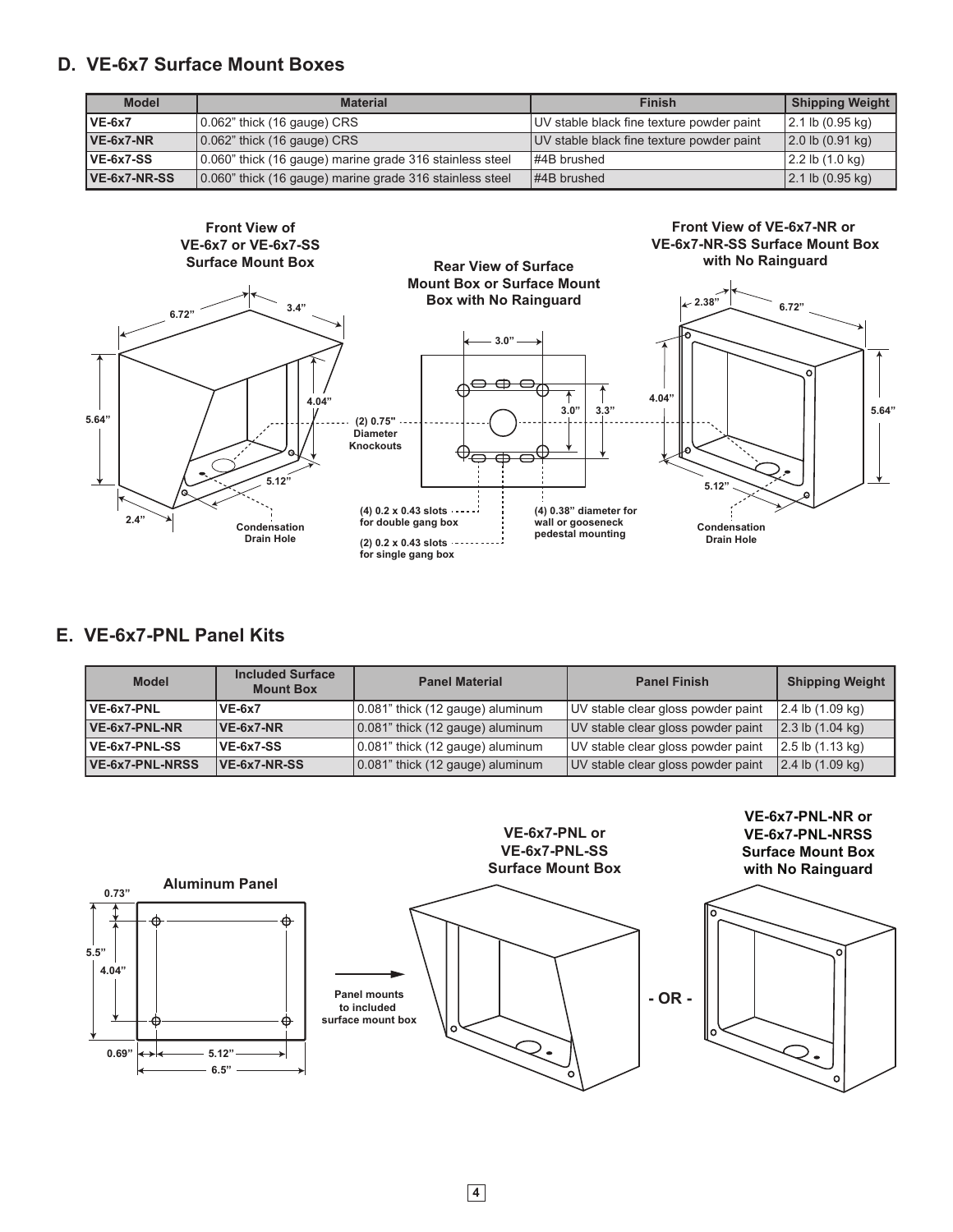## D. VE-6x7 Surface Mount Boxes

| Model | Material | Finish | Shipping Weight |
|---|---|---|---|
| VE-6x7 | 0.062" thick (16 gauge) CRS | UV stable black fine texture powder paint | 2.1 lb (0.95 kg) |
| VE-6x7-NR | 0.062" thick (16 gauge) CRS | UV stable black fine texture powder paint | 2.0 lb (0.91 kg) |
| VE-6x7-SS | 0.060" thick (16 gauge) marine grade 316 stainless steel | #4B brushed | 2.2 lb (1.0 kg) |
| VE-6x7-NR-SS | 0.060" thick (16 gauge) marine grade 316 stainless steel | #4B brushed | 2.1 lb (0.95 kg) |

**Front View of VE-6x7 or VE-6x7-SS Surface Mount Box**

6.72”, 3.4”, 5.64”, 4.04”, 5.12”, 2.4”, Condensation Drain Hole

**Rear View of Surface Mount Box or Surface Mount Box with No Rainguard**

3.0”, 3.0”, 3.3”

(2) 0.75" Diameter Knockouts

(4) 0.2 x 0.43 slots for double gang box

(2) 0.2 x 0.43 slots for single gang box

(4) 0.38” diameter for wall or gooseneck pedestal mounting

**Front View of VE-6x7-NR or VE-6x7-NR-SS Surface Mount Box with No Rainguard**

2.38”, 6.72”, 4.04”, 5.64”, 5.12”, Condensation Drain Hole

## E. VE-6x7-PNL Panel Kits

| Model | Included Surface Mount Box | Panel Material | Panel Finish | Shipping Weight |
|---|---|---|---|---|
| VE-6x7-PNL | VE-6x7 | 0.081” thick (12 gauge) aluminum | UV stable clear gloss powder paint | 2.4 lb (1.09 kg) |
| VE-6x7-PNL-NR | VE-6x7-NR | 0.081” thick (12 gauge) aluminum | UV stable clear gloss powder paint | 2.3 lb (1.04 kg) |
| VE-6x7-PNL-SS | VE-6x7-SS | 0.081” thick (12 gauge) aluminum | UV stable clear gloss powder paint | 2.5 lb (1.13 kg) |
| VE-6x7-PNL-NRSS | VE-6x7-NR-SS | 0.081” thick (12 gauge) aluminum | UV stable clear gloss powder paint | 2.4 lb (1.09 kg) |

**Aluminum Panel**

0.73”, 5.5”, 4.04”, 0.69”, 5.12”, 6.5”

Panel mounts to included surface mount box

**VE-6x7-PNL or VE-6x7-PNL-SS Surface Mount Box**

\- OR -

**VE-6x7-PNL-NR or VE-6x7-PNL-NRSS Surface Mount Box with No Rainguard**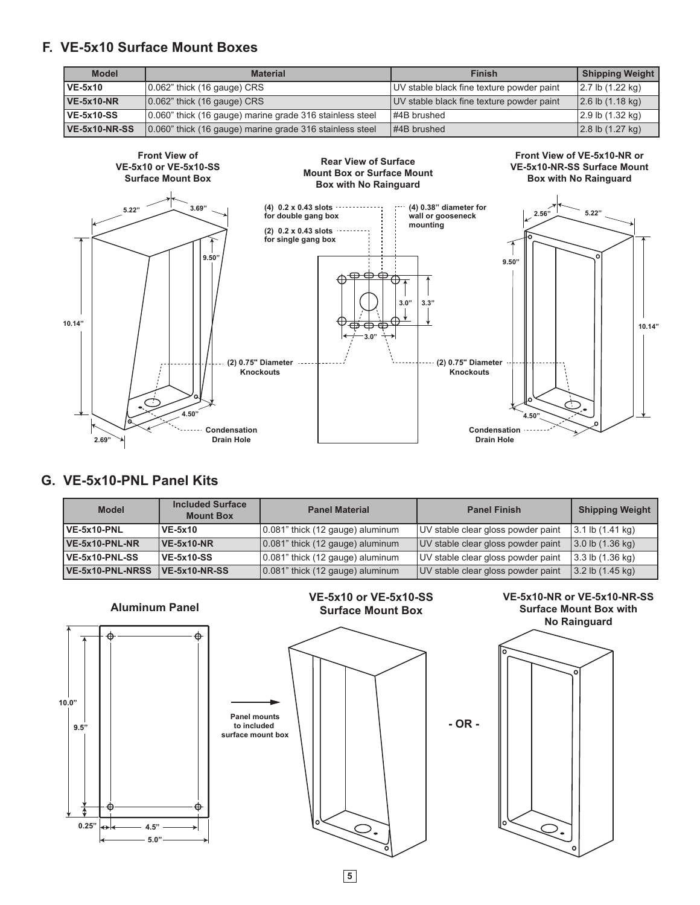## F. VE-5x10 Surface Mount Boxes

| Model | Material | Finish | Shipping Weight |
|---|---|---|---|
| VE-5x10 | 0.062" thick (16 gauge) CRS | UV stable black fine texture powder paint | 2.7 lb (1.22 kg) |
| VE-5x10-NR | 0.062" thick (16 gauge) CRS | UV stable black fine texture powder paint | 2.6 lb (1.18 kg) |
| VE-5x10-SS | 0.060" thick (16 gauge) marine grade 316 stainless steel | #4B brushed | 2.9 lb (1.32 kg) |
| VE-5x10-NR-SS | 0.060" thick (16 gauge) marine grade 316 stainless steel | #4B brushed | 2.8 lb (1.27 kg) |

**Front View of VE-5x10 or VE-5x10-SS Surface Mount Box**

5.22" 3.69" 9.50" 10.14" 4.50" 2.69" Condensation Drain Hole

**Rear View of Surface Mount Box or Surface Mount Box with No Rainguard**

(4) 0.2 x 0.43 slots for double gang box
(2) 0.2 x 0.43 slots for single gang box
(4) 0.38" diameter for wall or gooseneck mounting
3.0" 3.3" 3.0"
(2) 0.75" Diameter Knockouts

**Front View of VE-5x10-NR or VE-5x10-NR-SS Surface Mount Box with No Rainguard**

2.56" 5.22" 9.50" 10.14" 4.50" Condensation Drain Hole

## G. VE-5x10-PNL Panel Kits

| Model | Included Surface Mount Box | Panel Material | Panel Finish | Shipping Weight |
|---|---|---|---|---|
| VE-5x10-PNL | VE-5x10 | 0.081" thick (12 gauge) aluminum | UV stable clear gloss powder paint | 3.1 lb (1.41 kg) |
| VE-5x10-PNL-NR | VE-5x10-NR | 0.081" thick (12 gauge) aluminum | UV stable clear gloss powder paint | 3.0 lb (1.36 kg) |
| VE-5x10-PNL-SS | VE-5x10-SS | 0.081" thick (12 gauge) aluminum | UV stable clear gloss powder paint | 3.3 lb (1.36 kg) |
| VE-5x10-PNL-NRSS | VE-5x10-NR-SS | 0.081" thick (12 gauge) aluminum | UV stable clear gloss powder paint | 3.2 lb (1.45 kg) |

**Aluminum Panel**

10.0" 9.5" 0.25" 4.5" 5.0"

Panel mounts to included surface mount box

**VE-5x10 or VE-5x10-SS Surface Mount Box**

**- OR -**

**VE-5x10-NR or VE-5x10-NR-SS Surface Mount Box with No Rainguard**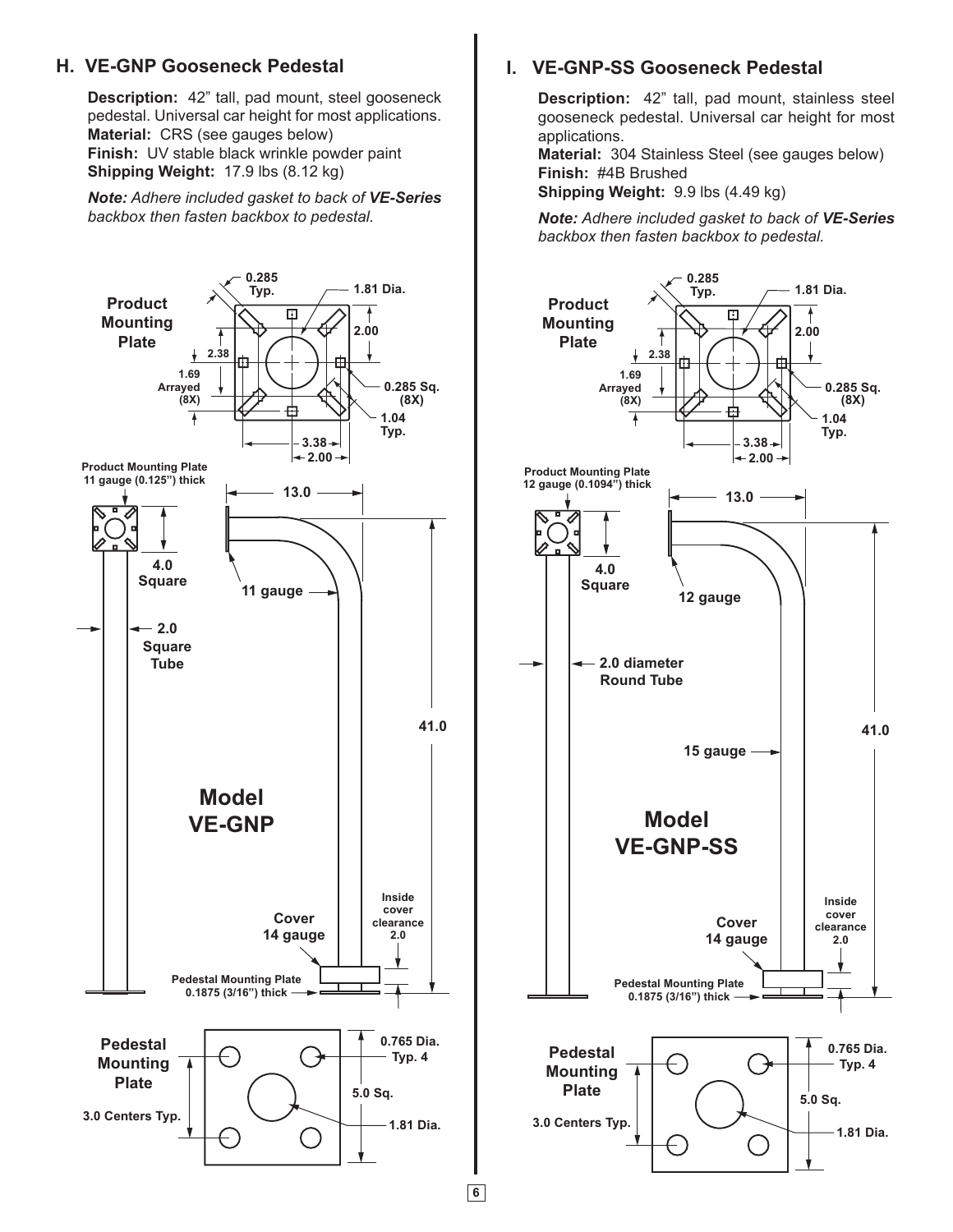## H. VE-GNP Gooseneck Pedestal

**Description:** 42" tall, pad mount, steel gooseneck pedestal. Universal car height for most applications.
**Material:** CRS (see gauges below)
**Finish:** UV stable black wrinkle powder paint
**Shipping Weight:** 17.9 lbs (8.12 kg)

***Note:** Adhere included gasket to back of **VE-Series** backbox then fasten backbox to pedestal.*

Product Mounting Plate

0.285 Typ.
1.81 Dia.
2.00
2.38
1.69 Arrayed (8X)
0.285 Sq. (8X)
1.04 Typ.
3.38
2.00

Product Mounting Plate 11 gauge (0.125") thick

13.0
4.0 Square
11 gauge
2.0 Square Tube
41.0

**Model VE-GNP**

Cover 14 gauge
Inside cover clearance 2.0
Pedestal Mounting Plate 0.1875 (3/16") thick

Pedestal Mounting Plate

0.765 Dia. Typ. 4
5.0 Sq.
3.0 Centers Typ.
1.81 Dia.

## I. VE-GNP-SS Gooseneck Pedestal

**Description:** 42" tall, pad mount, stainless steel gooseneck pedestal. Universal car height for most applications.
**Material:** 304 Stainless Steel (see gauges below)
**Finish:** #4B Brushed
**Shipping Weight:** 9.9 lbs (4.49 kg)

***Note:** Adhere included gasket to back of **VE-Series** backbox then fasten backbox to pedestal.*

Product Mounting Plate

0.285 Typ.
1.81 Dia.
2.00
2.38
1.69 Arrayed (8X)
0.285 Sq. (8X)
1.04 Typ.
3.38
2.00

Product Mounting Plate 12 gauge (0.1094") thick

13.0
4.0 Square
12 gauge
2.0 diameter Round Tube
15 gauge
41.0

**Model VE-GNP-SS**

Cover 14 gauge
Inside cover clearance 2.0
Pedestal Mounting Plate 0.1875 (3/16") thick

Pedestal Mounting Plate

0.765 Dia. Typ. 4
5.0 Sq.
3.0 Centers Typ.
1.81 Dia.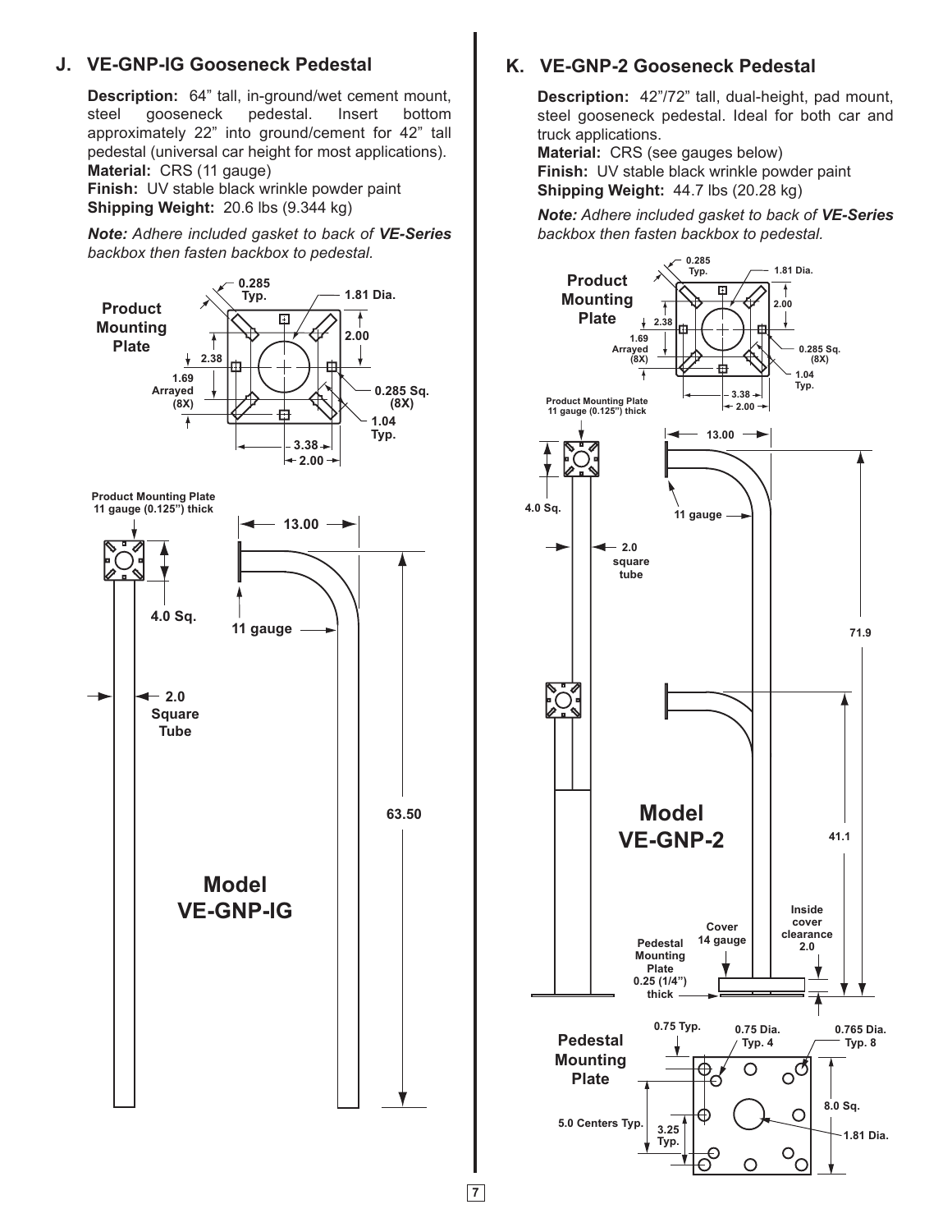## J. VE-GNP-IG Gooseneck Pedestal

**Description:** 64" tall, in-ground/wet cement mount, steel gooseneck pedestal. Insert bottom approximately 22" into ground/cement for 42" tall pedestal (universal car height for most applications).
**Material:** CRS (11 gauge)
**Finish:** UV stable black wrinkle powder paint
**Shipping Weight:** 20.6 lbs (9.344 kg)

***Note:*** *Adhere included gasket to back of* ***VE-Series*** *backbox then fasten backbox to pedestal.*

Product Mounting Plate

0.285 Typ. 1.81 Dia. 2.00 2.38 1.69 Arrayed (8X) 0.285 Sq. (8X) 1.04 Typ. 3.38 2.00

Product Mounting Plate 11 gauge (0.125") thick

4.0 Sq. 13.00 11 gauge 2.0 Square Tube 63.50

**Model VE-GNP-IG**

## K. VE-GNP-2 Gooseneck Pedestal

**Description:** 42"/72" tall, dual-height, pad mount, steel gooseneck pedestal. Ideal for both car and truck applications.
**Material:** CRS (see gauges below)
**Finish:** UV stable black wrinkle powder paint
**Shipping Weight:** 44.7 lbs (20.28 kg)

***Note:*** *Adhere included gasket to back of* ***VE-Series*** *backbox then fasten backbox to pedestal.*

Product Mounting Plate

0.285 Typ. 1.81 Dia. 2.00 2.38 1.69 Arrayed (8X) 0.285 Sq. (8X) 1.04 Typ. 3.38 2.00

Product Mounting Plate 11 gauge (0.125") thick

4.0 Sq. 13.00 11 gauge 2.0 square tube 71.9 41.1

**Model VE-GNP-2**

Pedestal Mounting Plate 0.25 (1/4") thick

Cover 14 gauge

Inside cover clearance 2.0

Pedestal Mounting Plate

0.75 Typ. 0.75 Dia. Typ. 4 0.765 Dia. Typ. 8 8.0 Sq. 5.0 Centers Typ. 3.25 Typ. 1.81 Dia.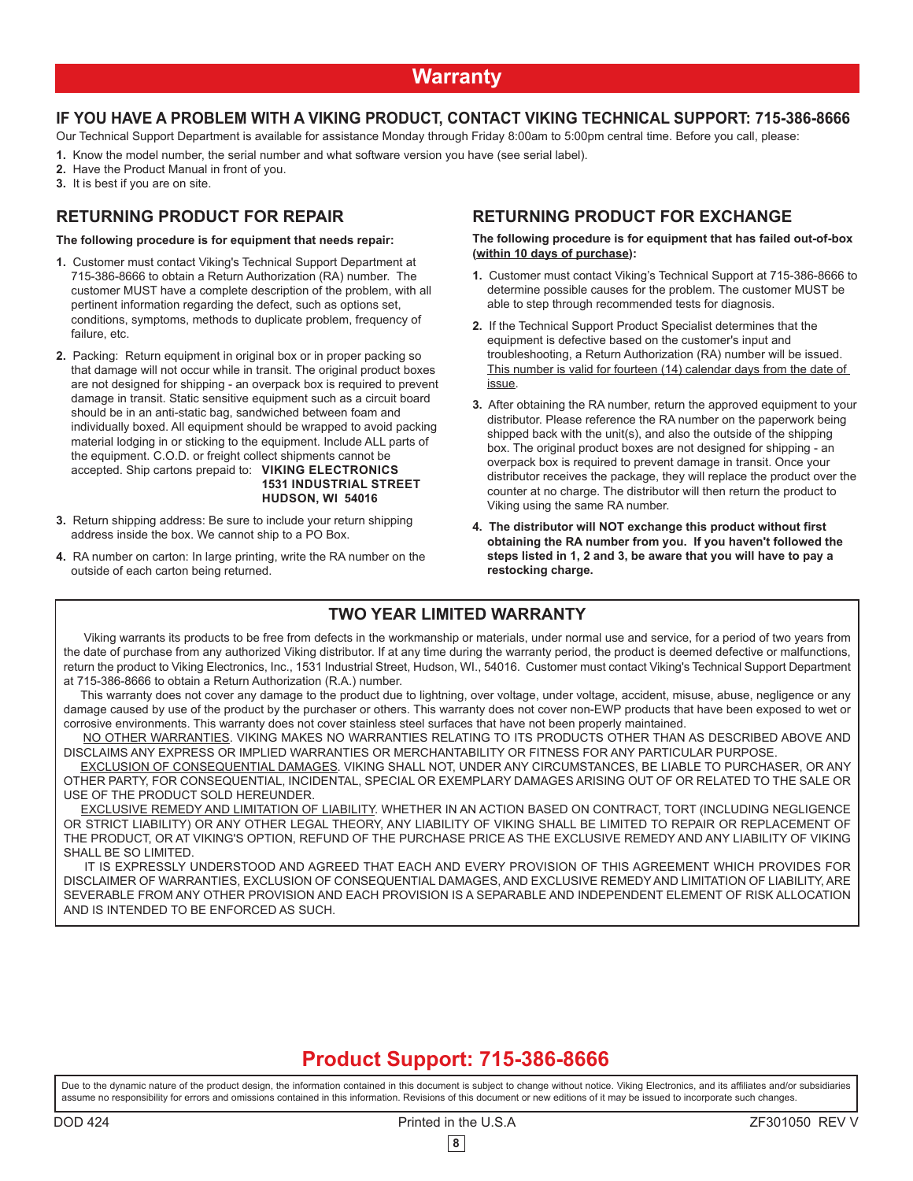# Warranty

## IF YOU HAVE A PROBLEM WITH A VIKING PRODUCT, CONTACT VIKING TECHNICAL SUPPORT: 715-386-8666

Our Technical Support Department is available for assistance Monday through Friday 8:00am to 5:00pm central time. Before you call, please:

1. Know the model number, the serial number and what software version you have (see serial label).
2. Have the Product Manual in front of you.
3. It is best if you are on site.

## RETURNING PRODUCT FOR REPAIR

**The following procedure is for equipment that needs repair:**

1. Customer must contact Viking's Technical Support Department at 715-386-8666 to obtain a Return Authorization (RA) number. The customer MUST have a complete description of the problem, with all pertinent information regarding the defect, such as options set, conditions, symptoms, methods to duplicate problem, frequency of failure, etc.
2. Packing: Return equipment in original box or in proper packing so that damage will not occur while in transit. The original product boxes are not designed for shipping - an overpack box is required to prevent damage in transit. Static sensitive equipment such as a circuit board should be in an anti-static bag, sandwiched between foam and individually boxed. All equipment should be wrapped to avoid packing material lodging in or sticking to the equipment. Include ALL parts of the equipment. C.O.D. or freight collect shipments cannot be accepted. Ship cartons prepaid to: **VIKING ELECTRONICS 1531 INDUSTRIAL STREET HUDSON, WI 54016**
3. Return shipping address: Be sure to include your return shipping address inside the box. We cannot ship to a PO Box.
4. RA number on carton: In large printing, write the RA number on the outside of each carton being returned.

## RETURNING PRODUCT FOR EXCHANGE

**The following procedure is for equipment that has failed out-of-box (within 10 days of purchase):**

1. Customer must contact Viking's Technical Support at 715-386-8666 to determine possible causes for the problem. The customer MUST be able to step through recommended tests for diagnosis.
2. If the Technical Support Product Specialist determines that the equipment is defective based on the customer's input and troubleshooting, a Return Authorization (RA) number will be issued. This number is valid for fourteen (14) calendar days from the date of issue.
3. After obtaining the RA number, return the approved equipment to your distributor. Please reference the RA number on the paperwork being shipped back with the unit(s), and also the outside of the shipping box. The original product boxes are not designed for shipping - an overpack box is required to prevent damage in transit. Once your distributor receives the package, they will replace the product over the counter at no charge. The distributor will then return the product to Viking using the same RA number.
4. **The distributor will NOT exchange this product without first obtaining the RA number from you. If you haven't followed the steps listed in 1, 2 and 3, be aware that you will have to pay a restocking charge.**

## TWO YEAR LIMITED WARRANTY

Viking warrants its products to be free from defects in the workmanship or materials, under normal use and service, for a period of two years from the date of purchase from any authorized Viking distributor. If at any time during the warranty period, the product is deemed defective or malfunctions, return the product to Viking Electronics, Inc., 1531 Industrial Street, Hudson, WI., 54016. Customer must contact Viking's Technical Support Department at 715-386-8666 to obtain a Return Authorization (R.A.) number.

This warranty does not cover any damage to the product due to lightning, over voltage, under voltage, accident, misuse, abuse, negligence or any damage caused by use of the product by the purchaser or others. This warranty does not cover non-EWP products that have been exposed to wet or corrosive environments. This warranty does not cover stainless steel surfaces that have not been properly maintained.

NO OTHER WARRANTIES. VIKING MAKES NO WARRANTIES RELATING TO ITS PRODUCTS OTHER THAN AS DESCRIBED ABOVE AND DISCLAIMS ANY EXPRESS OR IMPLIED WARRANTIES OR MERCHANTABILITY OR FITNESS FOR ANY PARTICULAR PURPOSE.

EXCLUSION OF CONSEQUENTIAL DAMAGES. VIKING SHALL NOT, UNDER ANY CIRCUMSTANCES, BE LIABLE TO PURCHASER, OR ANY OTHER PARTY, FOR CONSEQUENTIAL, INCIDENTAL, SPECIAL OR EXEMPLARY DAMAGES ARISING OUT OF OR RELATED TO THE SALE OR USE OF THE PRODUCT SOLD HEREUNDER.

EXCLUSIVE REMEDY AND LIMITATION OF LIABILITY. WHETHER IN AN ACTION BASED ON CONTRACT, TORT (INCLUDING NEGLIGENCE OR STRICT LIABILITY) OR ANY OTHER LEGAL THEORY, ANY LIABILITY OF VIKING SHALL BE LIMITED TO REPAIR OR REPLACEMENT OF THE PRODUCT, OR AT VIKING'S OPTION, REFUND OF THE PURCHASE PRICE AS THE EXCLUSIVE REMEDY AND ANY LIABILITY OF VIKING SHALL BE SO LIMITED.

IT IS EXPRESSLY UNDERSTOOD AND AGREED THAT EACH AND EVERY PROVISION OF THIS AGREEMENT WHICH PROVIDES FOR DISCLAIMER OF WARRANTIES, EXCLUSION OF CONSEQUENTIAL DAMAGES, AND EXCLUSIVE REMEDY AND LIMITATION OF LIABILITY, ARE SEVERABLE FROM ANY OTHER PROVISION AND EACH PROVISION IS A SEPARABLE AND INDEPENDENT ELEMENT OF RISK ALLOCATION AND IS INTENDED TO BE ENFORCED AS SUCH.

## Product Support: 715-386-8666

Due to the dynamic nature of the product design, the information contained in this document is subject to change without notice. Viking Electronics, and its affiliates and/or subsidiaries assume no responsibility for errors and omissions contained in this information. Revisions of this document or new editions of it may be issued to incorporate such changes.

DOD 424 — Printed in the U.S.A — ZF301050 REV V